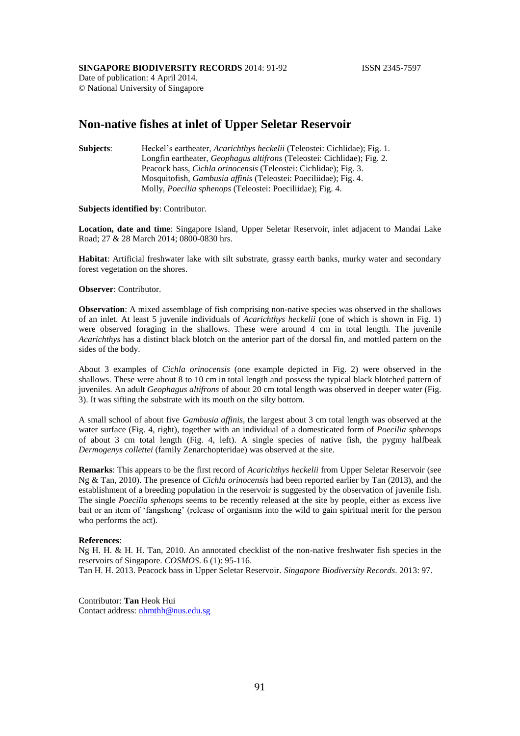Date of publication: 4 April 2014.
© National University of Singapore

# Non-native fishes at inlet of Upper Seletar Reservoir

**Subjects**: Heckel's eartheater, *Acarichthys heckelii* (Teleostei: Cichlidae); Fig. 1.
Longfin eartheater, *Geophagus altifrons* (Teleostei: Cichlidae); Fig. 2.
Peacock bass, *Cichla orinocensis* (Teleostei: Cichlidae); Fig. 3.
Mosquitofish, *Gambusia affinis* (Teleostei: Poeciliidae); Fig. 4.
Molly, *Poecilia sphenops* (Teleostei: Poeciliidae); Fig. 4.

**Subjects identified by**: Contributor.

**Location, date and time**: Singapore Island, Upper Seletar Reservoir, inlet adjacent to Mandai Lake Road; 27 & 28 March 2014; 0800-0830 hrs.

**Habitat**: Artificial freshwater lake with silt substrate, grassy earth banks, murky water and secondary forest vegetation on the shores.

**Observer**: Contributor.

**Observation**: A mixed assemblage of fish comprising non-native species was observed in the shallows of an inlet. At least 5 juvenile individuals of *Acarichthys heckelii* (one of which is shown in Fig. 1) were observed foraging in the shallows. These were around 4 cm in total length. The juvenile *Acarichthys* has a distinct black blotch on the anterior part of the dorsal fin, and mottled pattern on the sides of the body.

About 3 examples of *Cichla orinocensis* (one example depicted in Fig. 2) were observed in the shallows. These were about 8 to 10 cm in total length and possess the typical black blotched pattern of juveniles. An adult *Geophagus altifrons* of about 20 cm total length was observed in deeper water (Fig. 3). It was sifting the substrate with its mouth on the silty bottom.

A small school of about five *Gambusia affinis*, the largest about 3 cm total length was observed at the water surface (Fig. 4, right), together with an individual of a domesticated form of *Poecilia sphenops* of about 3 cm total length (Fig. 4, left). A single species of native fish, the pygmy halfbeak *Dermogenys collettei* (family Zenarchopteridae) was observed at the site.

**Remarks**: This appears to be the first record of *Acarichthys heckelii* from Upper Seletar Reservoir (see Ng & Tan, 2010). The presence of *Cichla orinocensis* had been reported earlier by Tan (2013), and the establishment of a breeding population in the reservoir is suggested by the observation of juvenile fish. The single *Poecilia sphenops* seems to be recently released at the site by people, either as excess live bait or an item of 'fangsheng' (release of organisms into the wild to gain spiritual merit for the person who performs the act).

**References**:

Ng H. H. & H. H. Tan, 2010. An annotated checklist of the non-native freshwater fish species in the reservoirs of Singapore. *COSMOS*. 6 (1): 95-116.

Tan H. H. 2013. Peacock bass in Upper Seletar Reservoir. *Singapore Biodiversity Records*. 2013: 97.

Contributor: **Tan** Heok Hui
Contact address: nhmthh@nus.edu.sg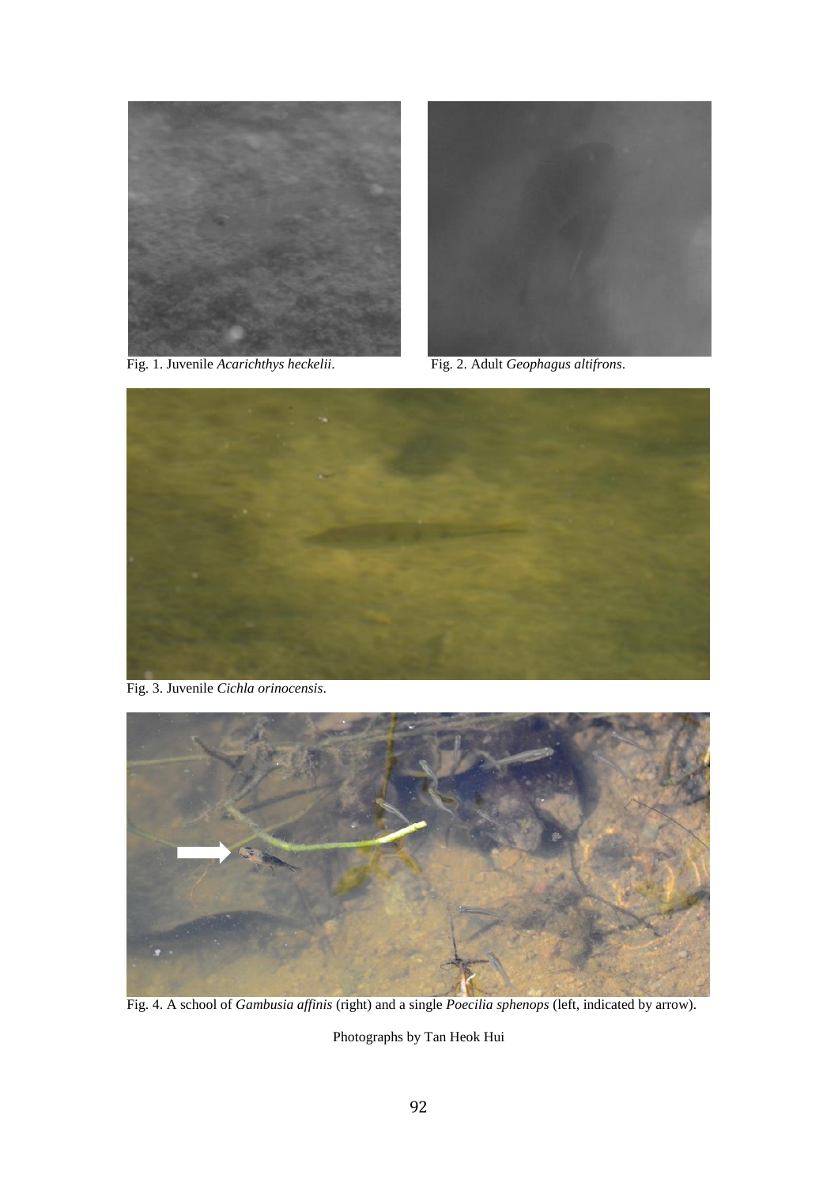Fig. 1. Juvenile *Acarichthys heckelii*.

Fig. 2. Adult *Geophagus altifrons*.

Fig. 3. Juvenile *Cichla orinocensis*.

Fig. 4. A school of *Gambusia affinis* (right) and a single *Poecilia sphenops* (left, indicated by arrow).

Photographs by Tan Heok Hui